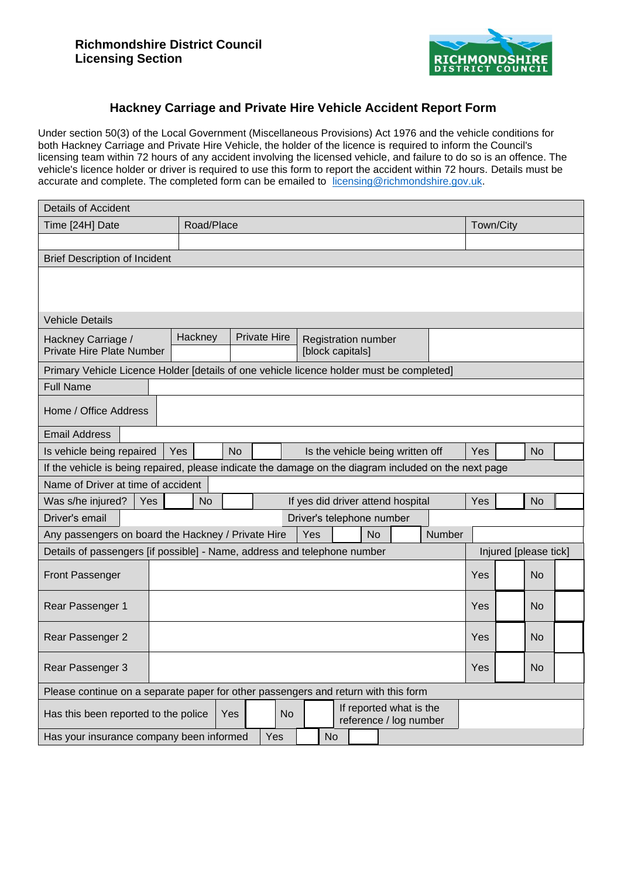**Richmondshire District Council**
**Licensing Section**

## Hackney Carriage and Private Hire Vehicle Accident Report Form

Under section 50(3) of the Local Government (Miscellaneous Provisions) Act 1976 and the vehicle conditions for both Hackney Carriage and Private Hire Vehicle, the holder of the licence is required to inform the Council's licensing team within 72 hours of any accident involving the licensed vehicle, and failure to do so is an offence. The vehicle's licence holder or driver is required to use this form to report the accident within 72 hours. Details must be accurate and complete. The completed form can be emailed to licensing@richmondshire.gov.uk.

| Details of Accident | | |
|---|---|---|
| Time [24H] Date | Road/Place | Town/City |
| | | |

| Brief Description of Incident |
|---|
| |

| Vehicle Details | | | | |
|---|---|---|---|---|
| Hackney Carriage / Private Hire Plate Number | Hackney | Private Hire | Registration number [block capitals] | |
| | | | | |

| Primary Vehicle Licence Holder [details of one vehicle licence holder must be completed] | | | | | | | | | |
|---|---|---|---|---|---|---|---|---|---|
| Full Name | | | | | | | | | |
| Home / Office Address | | | | | | | | | |
| Email Address | | | | | | | | | |
| Is vehicle being repaired | Yes | | No | | Is the vehicle being written off | Yes | | No | |
| If the vehicle is being repaired, please indicate the damage on the diagram included on the next page | | | | | | | | | |
| Name of Driver at time of accident | | | | | | | | | |
| Was s/he injured? | Yes | | No | | If yes did driver attend hospital | Yes | | No | |
| Driver's email | | | | | Driver's telephone number | | | | |
| Any passengers on board the Hackney / Private Hire | Yes | | No | | Number | | | | |

| Details of passengers [if possible] - Name, address and telephone number | | Injured [please tick] | | | |
|---|---|---|---|---|---|
| Front Passenger | | Yes | | No | |
| Rear Passenger 1 | | Yes | | No | |
| Rear Passenger 2 | | Yes | | No | |
| Rear Passenger 3 | | Yes | | No | |
| Please continue on a separate paper for other passengers and return with this form | | | | | |

| Has this been reported to the police | Yes | | No | | If reported what is the reference / log number | |
|---|---|---|---|---|---|---|
| Has your insurance company been informed | Yes | | No | | | |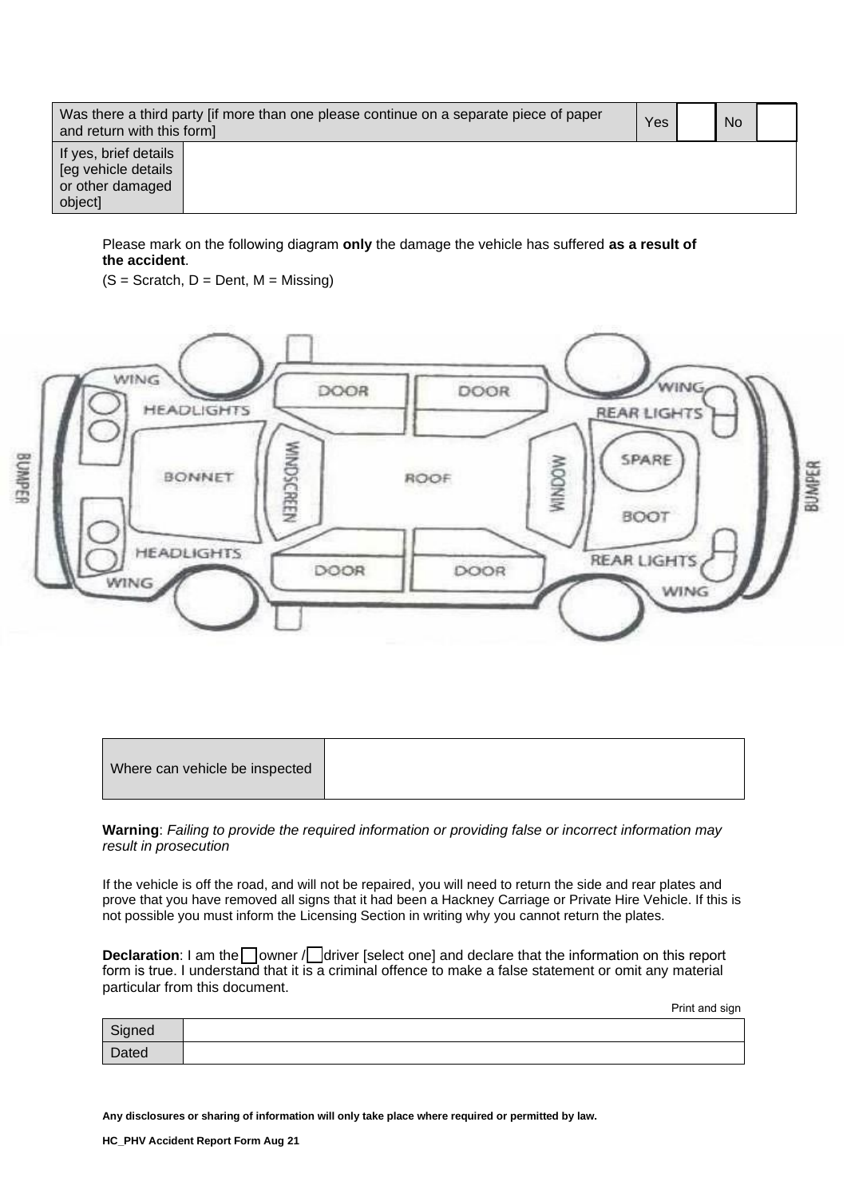| Was there a third party [if more than one please continue on a separate piece of paper and return with this form] | Yes | | No | |
|---|---|---|---|---|
| If yes, brief details [eg vehicle details or other damaged object] | | | | |

Please mark on the following diagram **only** the damage the vehicle has suffered **as a result of the accident**.

(S = Scratch, D = Dent, M = Missing)

WING
HEADLIGHTS
BONNET
HEADLIGHTS
WING
BUMPER
DOOR
DOOR
WINDSCREEN
ROOF
WINDOW
DOOR
DOOR
WING
REAR LIGHTS
SPARE
BOOT
REAR LIGHTS
WING
BUMPER

| | |
|---|---|
| Where can vehicle be inspected | |

**Warning**: *Failing to provide the required information or providing false or incorrect information may result in prosecution*

If the vehicle is off the road, and will not be repaired, you will need to return the side and rear plates and prove that you have removed all signs that it had been a Hackney Carriage or Private Hire Vehicle. If this is not possible you must inform the Licensing Section in writing why you cannot return the plates.

**Declaration**: I am the ☐ owner / ☐ driver [select one] and declare that the information on this report form is true. I understand that it is a criminal offence to make a false statement or omit any material particular from this document.

Print and sign

| | |
|---|---|
| Signed | |
| Dated | |

**Any disclosures or sharing of information will only take place where required or permitted by law.**

**HC_PHV Accident Report Form Aug 21**